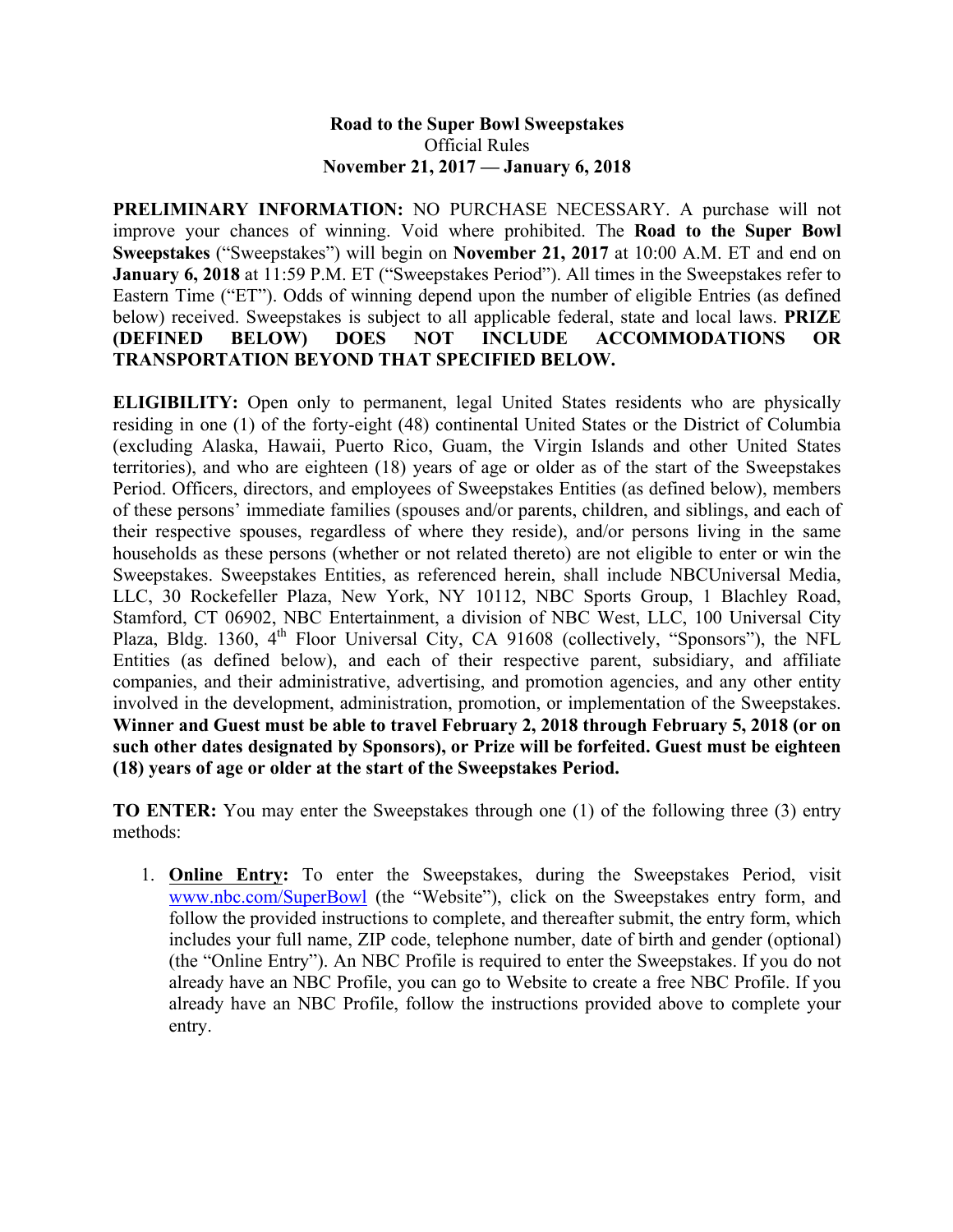# Road to the Super Bowl Sweepstakes

Official Rules

**November 21, 2017 — January 6, 2018**

**PRELIMINARY INFORMATION:** NO PURCHASE NECESSARY. A purchase will not improve your chances of winning. Void where prohibited. The **Road to the Super Bowl Sweepstakes** ("Sweepstakes") will begin on **November 21, 2017** at 10:00 A.M. ET and end on **January 6, 2018** at 11:59 P.M. ET ("Sweepstakes Period"). All times in the Sweepstakes refer to Eastern Time ("ET"). Odds of winning depend upon the number of eligible Entries (as defined below) received. Sweepstakes is subject to all applicable federal, state and local laws. **PRIZE (DEFINED BELOW) DOES NOT INCLUDE ACCOMMODATIONS OR TRANSPORTATION BEYOND THAT SPECIFIED BELOW.**

**ELIGIBILITY:** Open only to permanent, legal United States residents who are physically residing in one (1) of the forty-eight (48) continental United States or the District of Columbia (excluding Alaska, Hawaii, Puerto Rico, Guam, the Virgin Islands and other United States territories), and who are eighteen (18) years of age or older as of the start of the Sweepstakes Period. Officers, directors, and employees of Sweepstakes Entities (as defined below), members of these persons' immediate families (spouses and/or parents, children, and siblings, and each of their respective spouses, regardless of where they reside), and/or persons living in the same households as these persons (whether or not related thereto) are not eligible to enter or win the Sweepstakes. Sweepstakes Entities, as referenced herein, shall include NBCUniversal Media, LLC, 30 Rockefeller Plaza, New York, NY 10112, NBC Sports Group, 1 Blachley Road, Stamford, CT 06902, NBC Entertainment, a division of NBC West, LLC, 100 Universal City Plaza, Bldg. 1360, 4th Floor Universal City, CA 91608 (collectively, "Sponsors"), the NFL Entities (as defined below), and each of their respective parent, subsidiary, and affiliate companies, and their administrative, advertising, and promotion agencies, and any other entity involved in the development, administration, promotion, or implementation of the Sweepstakes. **Winner and Guest must be able to travel February 2, 2018 through February 5, 2018 (or on such other dates designated by Sponsors), or Prize will be forfeited. Guest must be eighteen (18) years of age or older at the start of the Sweepstakes Period.**

**TO ENTER:** You may enter the Sweepstakes through one (1) of the following three (3) entry methods:

1. **Online Entry:** To enter the Sweepstakes, during the Sweepstakes Period, visit www.nbc.com/SuperBowl (the "Website"), click on the Sweepstakes entry form, and follow the provided instructions to complete, and thereafter submit, the entry form, which includes your full name, ZIP code, telephone number, date of birth and gender (optional) (the "Online Entry"). An NBC Profile is required to enter the Sweepstakes. If you do not already have an NBC Profile, you can go to Website to create a free NBC Profile. If you already have an NBC Profile, follow the instructions provided above to complete your entry.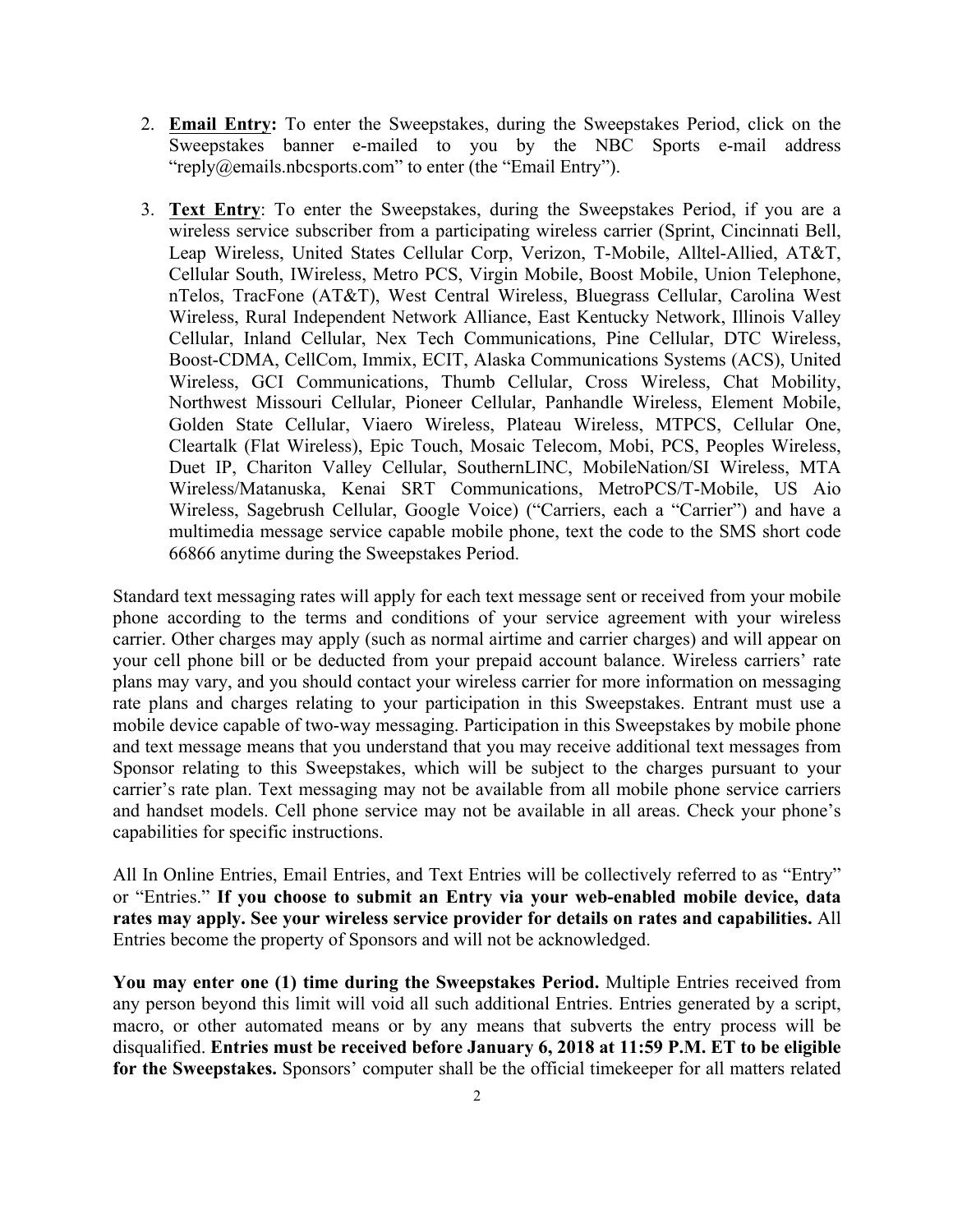2. **Email Entry:** To enter the Sweepstakes, during the Sweepstakes Period, click on the Sweepstakes banner e-mailed to you by the NBC Sports e-mail address "reply@emails.nbcsports.com" to enter (the "Email Entry").

3. **Text Entry**: To enter the Sweepstakes, during the Sweepstakes Period, if you are a wireless service subscriber from a participating wireless carrier (Sprint, Cincinnati Bell, Leap Wireless, United States Cellular Corp, Verizon, T-Mobile, Alltel-Allied, AT&T, Cellular South, IWireless, Metro PCS, Virgin Mobile, Boost Mobile, Union Telephone, nTelos, TracFone (AT&T), West Central Wireless, Bluegrass Cellular, Carolina West Wireless, Rural Independent Network Alliance, East Kentucky Network, Illinois Valley Cellular, Inland Cellular, Nex Tech Communications, Pine Cellular, DTC Wireless, Boost-CDMA, CellCom, Immix, ECIT, Alaska Communications Systems (ACS), United Wireless, GCI Communications, Thumb Cellular, Cross Wireless, Chat Mobility, Northwest Missouri Cellular, Pioneer Cellular, Panhandle Wireless, Element Mobile, Golden State Cellular, Viaero Wireless, Plateau Wireless, MTPCS, Cellular One, Cleartalk (Flat Wireless), Epic Touch, Mosaic Telecom, Mobi, PCS, Peoples Wireless, Duet IP, Chariton Valley Cellular, SouthernLINC, MobileNation/SI Wireless, MTA Wireless/Matanuska, Kenai SRT Communications, MetroPCS/T-Mobile, US Aio Wireless, Sagebrush Cellular, Google Voice) ("Carriers, each a "Carrier") and have a multimedia message service capable mobile phone, text the code to the SMS short code 66866 anytime during the Sweepstakes Period.

Standard text messaging rates will apply for each text message sent or received from your mobile phone according to the terms and conditions of your service agreement with your wireless carrier. Other charges may apply (such as normal airtime and carrier charges) and will appear on your cell phone bill or be deducted from your prepaid account balance. Wireless carriers' rate plans may vary, and you should contact your wireless carrier for more information on messaging rate plans and charges relating to your participation in this Sweepstakes. Entrant must use a mobile device capable of two-way messaging. Participation in this Sweepstakes by mobile phone and text message means that you understand that you may receive additional text messages from Sponsor relating to this Sweepstakes, which will be subject to the charges pursuant to your carrier's rate plan. Text messaging may not be available from all mobile phone service carriers and handset models. Cell phone service may not be available in all areas. Check your phone's capabilities for specific instructions.

All In Online Entries, Email Entries, and Text Entries will be collectively referred to as "Entry" or "Entries." **If you choose to submit an Entry via your web-enabled mobile device, data rates may apply. See your wireless service provider for details on rates and capabilities.** All Entries become the property of Sponsors and will not be acknowledged.

**You may enter one (1) time during the Sweepstakes Period.** Multiple Entries received from any person beyond this limit will void all such additional Entries. Entries generated by a script, macro, or other automated means or by any means that subverts the entry process will be disqualified. **Entries must be received before January 6, 2018 at 11:59 P.M. ET to be eligible for the Sweepstakes.** Sponsors' computer shall be the official timekeeper for all matters related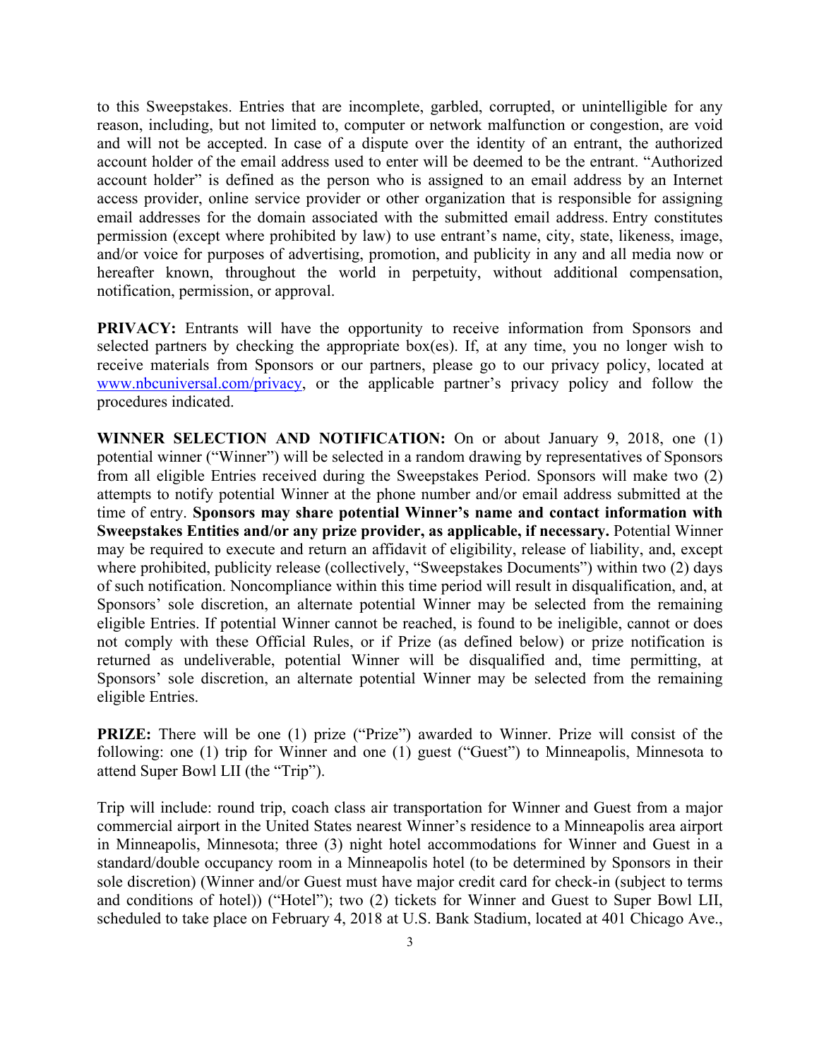to this Sweepstakes. Entries that are incomplete, garbled, corrupted, or unintelligible for any reason, including, but not limited to, computer or network malfunction or congestion, are void and will not be accepted. In case of a dispute over the identity of an entrant, the authorized account holder of the email address used to enter will be deemed to be the entrant. "Authorized account holder" is defined as the person who is assigned to an email address by an Internet access provider, online service provider or other organization that is responsible for assigning email addresses for the domain associated with the submitted email address. Entry constitutes permission (except where prohibited by law) to use entrant's name, city, state, likeness, image, and/or voice for purposes of advertising, promotion, and publicity in any and all media now or hereafter known, throughout the world in perpetuity, without additional compensation, notification, permission, or approval.

**PRIVACY:** Entrants will have the opportunity to receive information from Sponsors and selected partners by checking the appropriate box(es). If, at any time, you no longer wish to receive materials from Sponsors or our partners, please go to our privacy policy, located at [www.nbcuniversal.com/privacy](www.nbcuniversal.com/privacy), or the applicable partner's privacy policy and follow the procedures indicated.

**WINNER SELECTION AND NOTIFICATION:** On or about January 9, 2018, one (1) potential winner ("Winner") will be selected in a random drawing by representatives of Sponsors from all eligible Entries received during the Sweepstakes Period. Sponsors will make two (2) attempts to notify potential Winner at the phone number and/or email address submitted at the time of entry. **Sponsors may share potential Winner's name and contact information with Sweepstakes Entities and/or any prize provider, as applicable, if necessary.** Potential Winner may be required to execute and return an affidavit of eligibility, release of liability, and, except where prohibited, publicity release (collectively, "Sweepstakes Documents") within two (2) days of such notification. Noncompliance within this time period will result in disqualification, and, at Sponsors' sole discretion, an alternate potential Winner may be selected from the remaining eligible Entries. If potential Winner cannot be reached, is found to be ineligible, cannot or does not comply with these Official Rules, or if Prize (as defined below) or prize notification is returned as undeliverable, potential Winner will be disqualified and, time permitting, at Sponsors' sole discretion, an alternate potential Winner may be selected from the remaining eligible Entries.

**PRIZE:** There will be one (1) prize ("Prize") awarded to Winner. Prize will consist of the following: one (1) trip for Winner and one (1) guest ("Guest") to Minneapolis, Minnesota to attend Super Bowl LII (the "Trip").

Trip will include: round trip, coach class air transportation for Winner and Guest from a major commercial airport in the United States nearest Winner's residence to a Minneapolis area airport in Minneapolis, Minnesota; three (3) night hotel accommodations for Winner and Guest in a standard/double occupancy room in a Minneapolis hotel (to be determined by Sponsors in their sole discretion) (Winner and/or Guest must have major credit card for check-in (subject to terms and conditions of hotel)) ("Hotel"); two (2) tickets for Winner and Guest to Super Bowl LII, scheduled to take place on February 4, 2018 at U.S. Bank Stadium, located at 401 Chicago Ave.,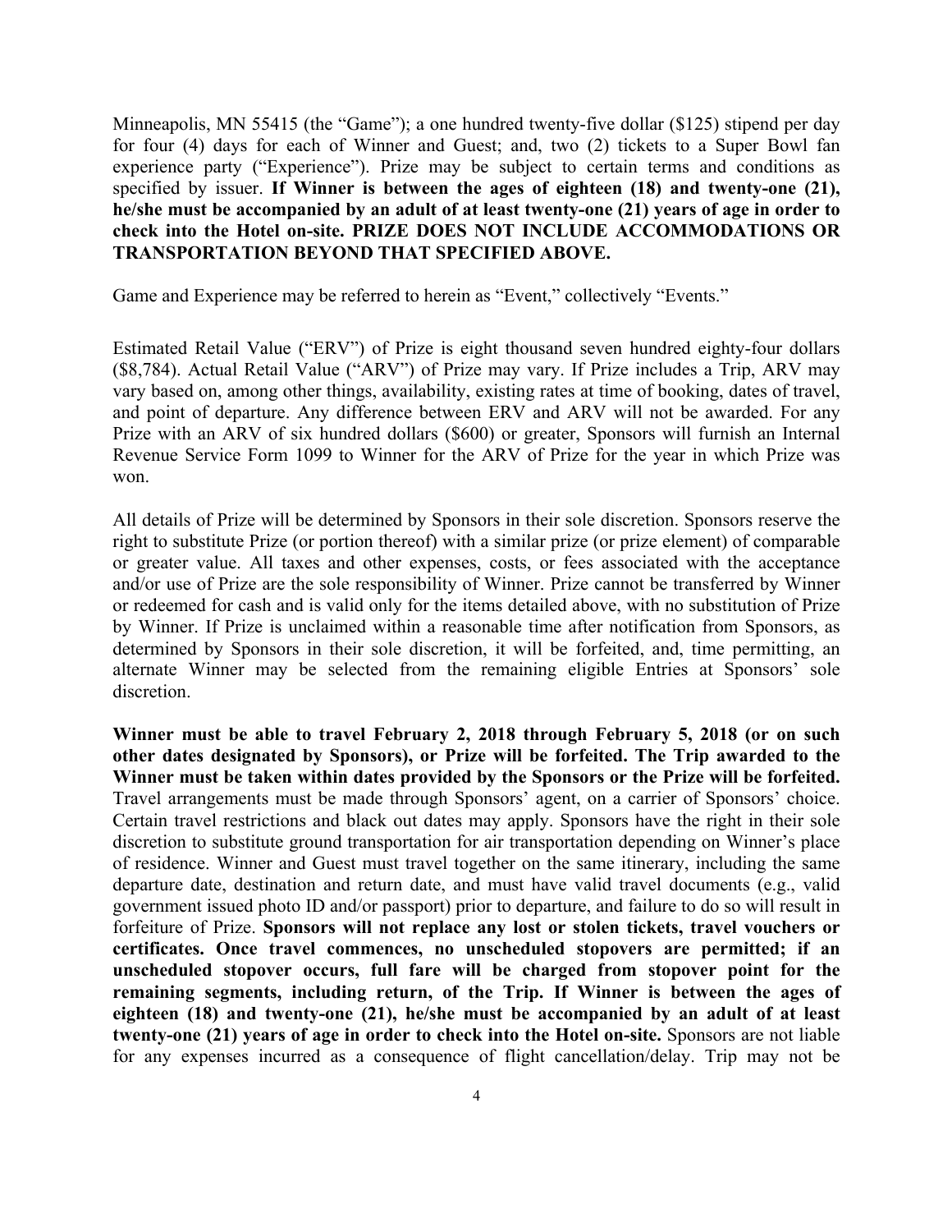Minneapolis, MN 55415 (the "Game"); a one hundred twenty-five dollar ($125) stipend per day for four (4) days for each of Winner and Guest; and, two (2) tickets to a Super Bowl fan experience party ("Experience"). Prize may be subject to certain terms and conditions as specified by issuer. **If Winner is between the ages of eighteen (18) and twenty-one (21), he/she must be accompanied by an adult of at least twenty-one (21) years of age in order to check into the Hotel on-site. PRIZE DOES NOT INCLUDE ACCOMMODATIONS OR TRANSPORTATION BEYOND THAT SPECIFIED ABOVE.**

Game and Experience may be referred to herein as "Event," collectively "Events."

Estimated Retail Value ("ERV") of Prize is eight thousand seven hundred eighty-four dollars ($8,784). Actual Retail Value ("ARV") of Prize may vary. If Prize includes a Trip, ARV may vary based on, among other things, availability, existing rates at time of booking, dates of travel, and point of departure. Any difference between ERV and ARV will not be awarded. For any Prize with an ARV of six hundred dollars ($600) or greater, Sponsors will furnish an Internal Revenue Service Form 1099 to Winner for the ARV of Prize for the year in which Prize was won.

All details of Prize will be determined by Sponsors in their sole discretion. Sponsors reserve the right to substitute Prize (or portion thereof) with a similar prize (or prize element) of comparable or greater value. All taxes and other expenses, costs, or fees associated with the acceptance and/or use of Prize are the sole responsibility of Winner. Prize cannot be transferred by Winner or redeemed for cash and is valid only for the items detailed above, with no substitution of Prize by Winner. If Prize is unclaimed within a reasonable time after notification from Sponsors, as determined by Sponsors in their sole discretion, it will be forfeited, and, time permitting, an alternate Winner may be selected from the remaining eligible Entries at Sponsors' sole discretion.

**Winner must be able to travel February 2, 2018 through February 5, 2018 (or on such other dates designated by Sponsors), or Prize will be forfeited. The Trip awarded to the Winner must be taken within dates provided by the Sponsors or the Prize will be forfeited.** Travel arrangements must be made through Sponsors' agent, on a carrier of Sponsors' choice. Certain travel restrictions and black out dates may apply. Sponsors have the right in their sole discretion to substitute ground transportation for air transportation depending on Winner's place of residence. Winner and Guest must travel together on the same itinerary, including the same departure date, destination and return date, and must have valid travel documents (e.g., valid government issued photo ID and/or passport) prior to departure, and failure to do so will result in forfeiture of Prize. **Sponsors will not replace any lost or stolen tickets, travel vouchers or certificates. Once travel commences, no unscheduled stopovers are permitted; if an unscheduled stopover occurs, full fare will be charged from stopover point for the remaining segments, including return, of the Trip. If Winner is between the ages of eighteen (18) and twenty-one (21), he/she must be accompanied by an adult of at least twenty-one (21) years of age in order to check into the Hotel on-site.** Sponsors are not liable for any expenses incurred as a consequence of flight cancellation/delay. Trip may not be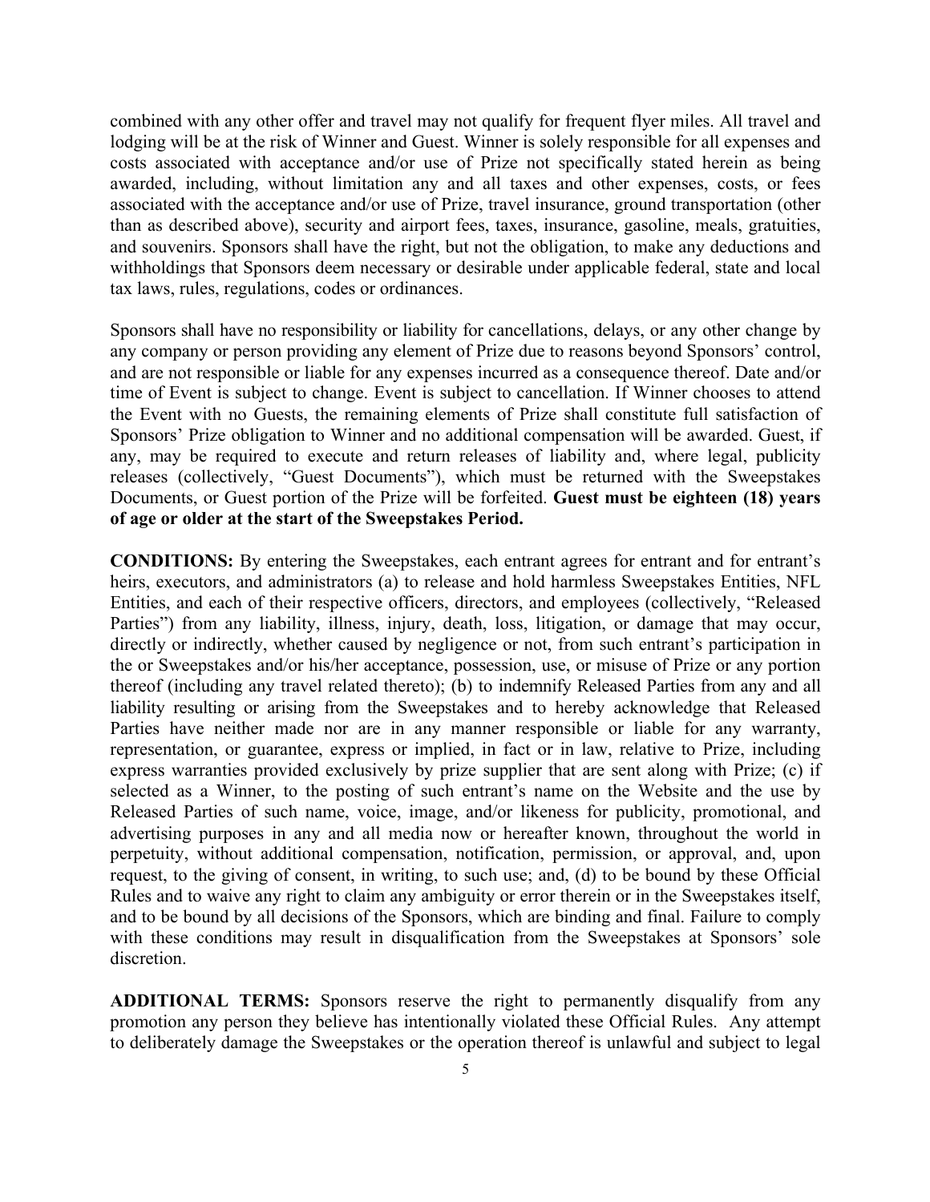combined with any other offer and travel may not qualify for frequent flyer miles. All travel and lodging will be at the risk of Winner and Guest. Winner is solely responsible for all expenses and costs associated with acceptance and/or use of Prize not specifically stated herein as being awarded, including, without limitation any and all taxes and other expenses, costs, or fees associated with the acceptance and/or use of Prize, travel insurance, ground transportation (other than as described above), security and airport fees, taxes, insurance, gasoline, meals, gratuities, and souvenirs. Sponsors shall have the right, but not the obligation, to make any deductions and withholdings that Sponsors deem necessary or desirable under applicable federal, state and local tax laws, rules, regulations, codes or ordinances.

Sponsors shall have no responsibility or liability for cancellations, delays, or any other change by any company or person providing any element of Prize due to reasons beyond Sponsors' control, and are not responsible or liable for any expenses incurred as a consequence thereof. Date and/or time of Event is subject to change. Event is subject to cancellation. If Winner chooses to attend the Event with no Guests, the remaining elements of Prize shall constitute full satisfaction of Sponsors' Prize obligation to Winner and no additional compensation will be awarded. Guest, if any, may be required to execute and return releases of liability and, where legal, publicity releases (collectively, "Guest Documents"), which must be returned with the Sweepstakes Documents, or Guest portion of the Prize will be forfeited. **Guest must be eighteen (18) years of age or older at the start of the Sweepstakes Period.**

**CONDITIONS:** By entering the Sweepstakes, each entrant agrees for entrant and for entrant's heirs, executors, and administrators (a) to release and hold harmless Sweepstakes Entities, NFL Entities, and each of their respective officers, directors, and employees (collectively, "Released Parties") from any liability, illness, injury, death, loss, litigation, or damage that may occur, directly or indirectly, whether caused by negligence or not, from such entrant's participation in the or Sweepstakes and/or his/her acceptance, possession, use, or misuse of Prize or any portion thereof (including any travel related thereto); (b) to indemnify Released Parties from any and all liability resulting or arising from the Sweepstakes and to hereby acknowledge that Released Parties have neither made nor are in any manner responsible or liable for any warranty, representation, or guarantee, express or implied, in fact or in law, relative to Prize, including express warranties provided exclusively by prize supplier that are sent along with Prize; (c) if selected as a Winner, to the posting of such entrant's name on the Website and the use by Released Parties of such name, voice, image, and/or likeness for publicity, promotional, and advertising purposes in any and all media now or hereafter known, throughout the world in perpetuity, without additional compensation, notification, permission, or approval, and, upon request, to the giving of consent, in writing, to such use; and, (d) to be bound by these Official Rules and to waive any right to claim any ambiguity or error therein or in the Sweepstakes itself, and to be bound by all decisions of the Sponsors, which are binding and final. Failure to comply with these conditions may result in disqualification from the Sweepstakes at Sponsors' sole discretion.

**ADDITIONAL TERMS:** Sponsors reserve the right to permanently disqualify from any promotion any person they believe has intentionally violated these Official Rules. Any attempt to deliberately damage the Sweepstakes or the operation thereof is unlawful and subject to legal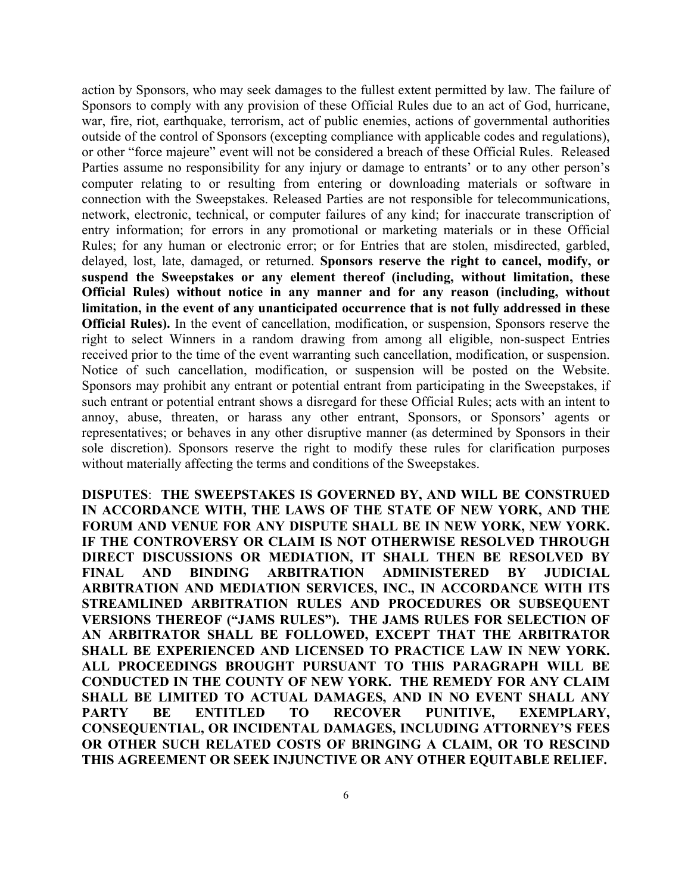action by Sponsors, who may seek damages to the fullest extent permitted by law. The failure of Sponsors to comply with any provision of these Official Rules due to an act of God, hurricane, war, fire, riot, earthquake, terrorism, act of public enemies, actions of governmental authorities outside of the control of Sponsors (excepting compliance with applicable codes and regulations), or other "force majeure" event will not be considered a breach of these Official Rules. Released Parties assume no responsibility for any injury or damage to entrants' or to any other person's computer relating to or resulting from entering or downloading materials or software in connection with the Sweepstakes. Released Parties are not responsible for telecommunications, network, electronic, technical, or computer failures of any kind; for inaccurate transcription of entry information; for errors in any promotional or marketing materials or in these Official Rules; for any human or electronic error; or for Entries that are stolen, misdirected, garbled, delayed, lost, late, damaged, or returned. **Sponsors reserve the right to cancel, modify, or suspend the Sweepstakes or any element thereof (including, without limitation, these Official Rules) without notice in any manner and for any reason (including, without limitation, in the event of any unanticipated occurrence that is not fully addressed in these Official Rules).** In the event of cancellation, modification, or suspension, Sponsors reserve the right to select Winners in a random drawing from among all eligible, non-suspect Entries received prior to the time of the event warranting such cancellation, modification, or suspension. Notice of such cancellation, modification, or suspension will be posted on the Website. Sponsors may prohibit any entrant or potential entrant from participating in the Sweepstakes, if such entrant or potential entrant shows a disregard for these Official Rules; acts with an intent to annoy, abuse, threaten, or harass any other entrant, Sponsors, or Sponsors' agents or representatives; or behaves in any other disruptive manner (as determined by Sponsors in their sole discretion). Sponsors reserve the right to modify these rules for clarification purposes without materially affecting the terms and conditions of the Sweepstakes.

**DISPUTES**: **THE SWEEPSTAKES IS GOVERNED BY, AND WILL BE CONSTRUED IN ACCORDANCE WITH, THE LAWS OF THE STATE OF NEW YORK, AND THE FORUM AND VENUE FOR ANY DISPUTE SHALL BE IN NEW YORK, NEW YORK. IF THE CONTROVERSY OR CLAIM IS NOT OTHERWISE RESOLVED THROUGH DIRECT DISCUSSIONS OR MEDIATION, IT SHALL THEN BE RESOLVED BY FINAL AND BINDING ARBITRATION ADMINISTERED BY JUDICIAL ARBITRATION AND MEDIATION SERVICES, INC., IN ACCORDANCE WITH ITS STREAMLINED ARBITRATION RULES AND PROCEDURES OR SUBSEQUENT VERSIONS THEREOF ("JAMS RULES"). THE JAMS RULES FOR SELECTION OF AN ARBITRATOR SHALL BE FOLLOWED, EXCEPT THAT THE ARBITRATOR SHALL BE EXPERIENCED AND LICENSED TO PRACTICE LAW IN NEW YORK. ALL PROCEEDINGS BROUGHT PURSUANT TO THIS PARAGRAPH WILL BE CONDUCTED IN THE COUNTY OF NEW YORK. THE REMEDY FOR ANY CLAIM SHALL BE LIMITED TO ACTUAL DAMAGES, AND IN NO EVENT SHALL ANY PARTY BE ENTITLED TO RECOVER PUNITIVE, EXEMPLARY, CONSEQUENTIAL, OR INCIDENTAL DAMAGES, INCLUDING ATTORNEY'S FEES OR OTHER SUCH RELATED COSTS OF BRINGING A CLAIM, OR TO RESCIND THIS AGREEMENT OR SEEK INJUNCTIVE OR ANY OTHER EQUITABLE RELIEF.**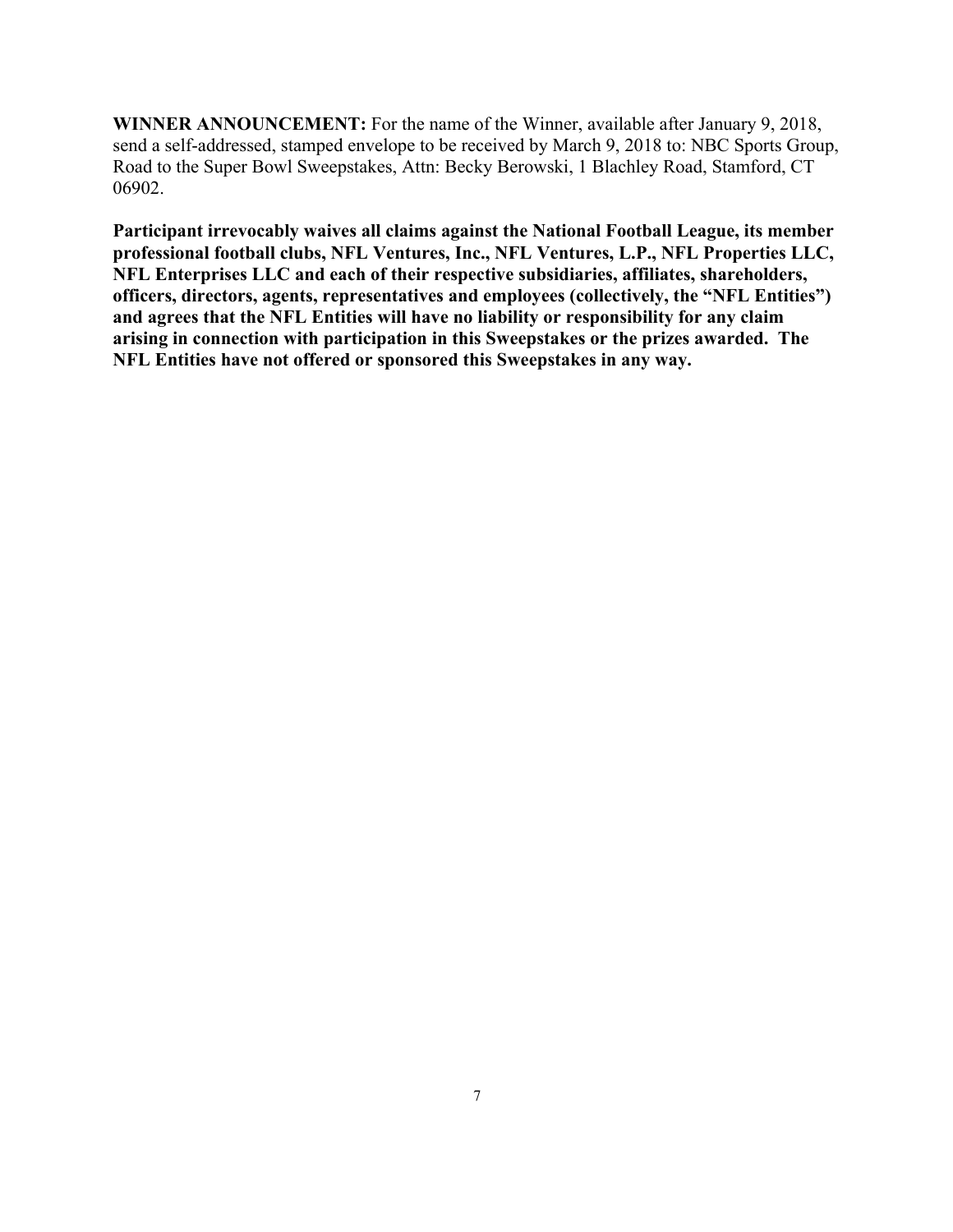**WINNER ANNOUNCEMENT:** For the name of the Winner, available after January 9, 2018, send a self-addressed, stamped envelope to be received by March 9, 2018 to: NBC Sports Group, Road to the Super Bowl Sweepstakes, Attn: Becky Berowski, 1 Blachley Road, Stamford, CT 06902.

**Participant irrevocably waives all claims against the National Football League, its member professional football clubs, NFL Ventures, Inc., NFL Ventures, L.P., NFL Properties LLC, NFL Enterprises LLC and each of their respective subsidiaries, affiliates, shareholders, officers, directors, agents, representatives and employees (collectively, the "NFL Entities") and agrees that the NFL Entities will have no liability or responsibility for any claim arising in connection with participation in this Sweepstakes or the prizes awarded. The NFL Entities have not offered or sponsored this Sweepstakes in any way.**